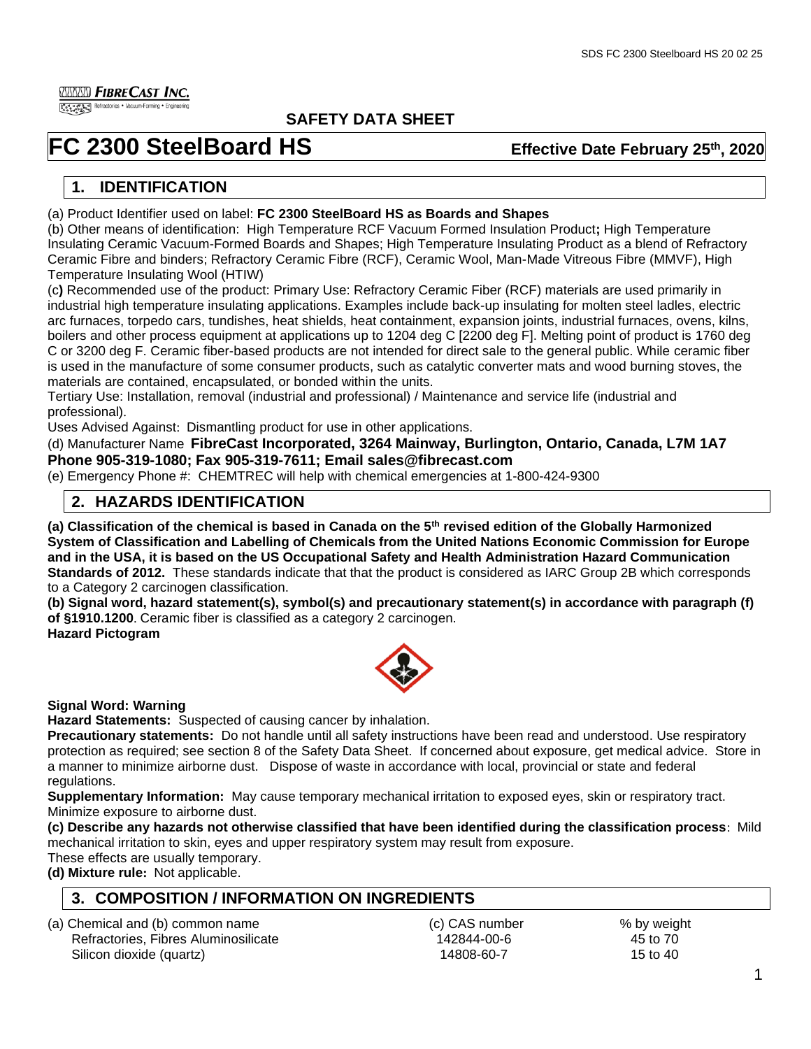**FIBRECAST INC.**
Refractories • Vacuum-Forming • Engineering

## SAFETY DATA SHEET

# FC 2300 SteelBoard HS

**Effective Date February 25th, 2020**

## 1. IDENTIFICATION

(a) Product Identifier used on label: **FC 2300 SteelBoard HS as Boards and Shapes**

(b) Other means of identification: High Temperature RCF Vacuum Formed Insulation Product**;** High Temperature Insulating Ceramic Vacuum-Formed Boards and Shapes; High Temperature Insulating Product as a blend of Refractory Ceramic Fibre and binders; Refractory Ceramic Fibre (RCF), Ceramic Wool, Man-Made Vitreous Fibre (MMVF), High Temperature Insulating Wool (HTIW)

(c**)** Recommended use of the product: Primary Use: Refractory Ceramic Fiber (RCF) materials are used primarily in industrial high temperature insulating applications. Examples include back-up insulating for molten steel ladles, electric arc furnaces, torpedo cars, tundishes, heat shields, heat containment, expansion joints, industrial furnaces, ovens, kilns, boilers and other process equipment at applications up to 1204 deg C [2200 deg F]. Melting point of product is 1760 deg C or 3200 deg F. Ceramic fiber-based products are not intended for direct sale to the general public. While ceramic fiber is used in the manufacture of some consumer products, such as catalytic converter mats and wood burning stoves, the materials are contained, encapsulated, or bonded within the units.

Tertiary Use: Installation, removal (industrial and professional) / Maintenance and service life (industrial and professional).

Uses Advised Against: Dismantling product for use in other applications.

(d) Manufacturer Name **FibreCast Incorporated, 3264 Mainway, Burlington, Ontario, Canada, L7M 1A7 Phone 905-319-1080; Fax 905-319-7611; Email sales@fibrecast.com**

(e) Emergency Phone #: CHEMTREC will help with chemical emergencies at 1-800-424-9300

## 2. HAZARDS IDENTIFICATION

**(a) Classification of the chemical is based in Canada on the 5th revised edition of the Globally Harmonized System of Classification and Labelling of Chemicals from the United Nations Economic Commission for Europe and in the USA, it is based on the US Occupational Safety and Health Administration Hazard Communication Standards of 2012.** These standards indicate that that the product is considered as IARC Group 2B which corresponds to a Category 2 carcinogen classification.

**(b) Signal word, hazard statement(s), symbol(s) and precautionary statement(s) in accordance with paragraph (f) of §1910.1200**. Ceramic fiber is classified as a category 2 carcinogen.

**Hazard Pictogram**

**Signal Word: Warning**

**Hazard Statements:** Suspected of causing cancer by inhalation.

**Precautionary statements:** Do not handle until all safety instructions have been read and understood. Use respiratory protection as required; see section 8 of the Safety Data Sheet. If concerned about exposure, get medical advice. Store in a manner to minimize airborne dust. Dispose of waste in accordance with local, provincial or state and federal regulations.

**Supplementary Information:** May cause temporary mechanical irritation to exposed eyes, skin or respiratory tract. Minimize exposure to airborne dust.

**(c) Describe any hazards not otherwise classified that have been identified during the classification process**: Mild mechanical irritation to skin, eyes and upper respiratory system may result from exposure.

These effects are usually temporary.

**(d) Mixture rule:** Not applicable.

## 3. COMPOSITION / INFORMATION ON INGREDIENTS

| (a) Chemical and (b) common name | (c) CAS number | % by weight |
|---|---|---|
| Refractories, Fibres Aluminosilicate | 142844-00-6 | 45 to 70 |
| Silicon dioxide (quartz) | 14808-60-7 | 15 to 40 |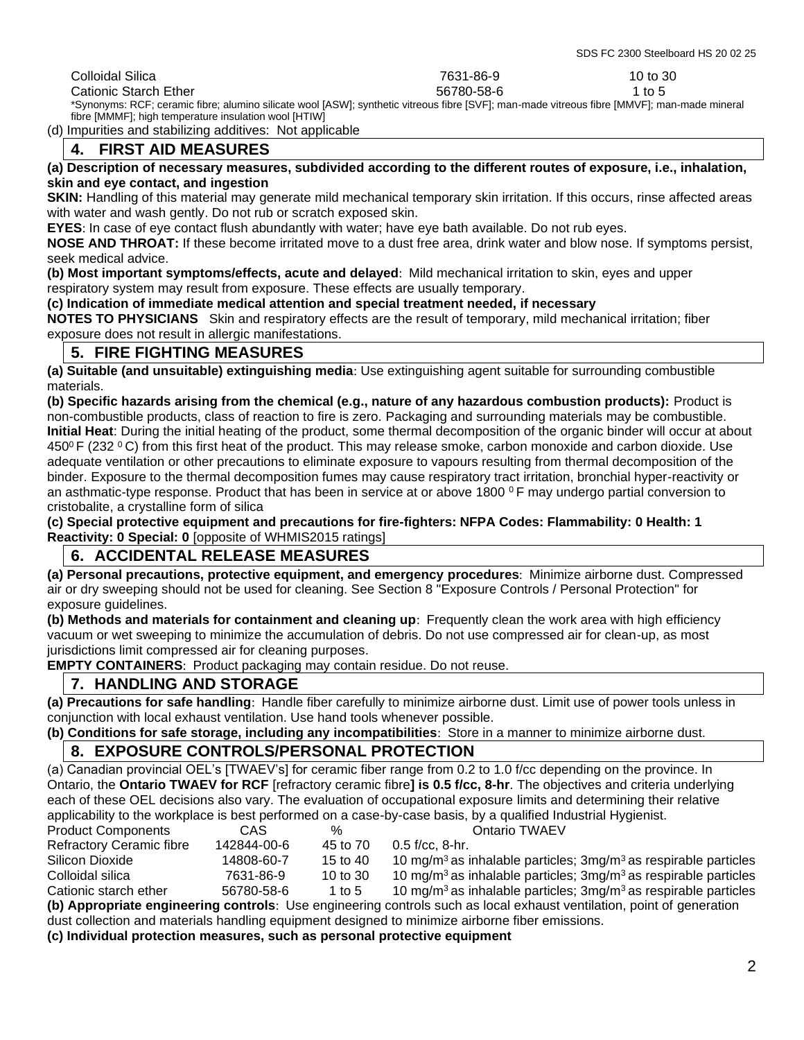| | | |
|---|---|---|
| Colloidal Silica | 7631-86-9 | 10 to 30 |
| Cationic Starch Ether | 56780-58-6 | 1 to 5 |

*Synonyms: RCF; ceramic fibre; alumino silicate wool [ASW]; synthetic vitreous fibre [SVF]; man-made vitreous fibre [MMVF]; man-made mineral fibre [MMMF]; high temperature insulation wool [HTIW]

(d) Impurities and stabilizing additives: Not applicable

## 4. FIRST AID MEASURES

**(a) Description of necessary measures, subdivided according to the different routes of exposure, i.e., inhalation, skin and eye contact, and ingestion**

**SKIN:** Handling of this material may generate mild mechanical temporary skin irritation. If this occurs, rinse affected areas with water and wash gently. Do not rub or scratch exposed skin.

**EYES**: In case of eye contact flush abundantly with water; have eye bath available. Do not rub eyes.

**NOSE AND THROAT:** If these become irritated move to a dust free area, drink water and blow nose. If symptoms persist, seek medical advice.

**(b) Most important symptoms/effects, acute and delayed**: Mild mechanical irritation to skin, eyes and upper respiratory system may result from exposure. These effects are usually temporary.

**(c) Indication of immediate medical attention and special treatment needed, if necessary**

**NOTES TO PHYSICIANS** Skin and respiratory effects are the result of temporary, mild mechanical irritation; fiber exposure does not result in allergic manifestations.

## 5. FIRE FIGHTING MEASURES

**(a) Suitable (and unsuitable) extinguishing media**: Use extinguishing agent suitable for surrounding combustible materials.

**(b) Specific hazards arising from the chemical (e.g., nature of any hazardous combustion products):** Product is non-combustible products, class of reaction to fire is zero. Packaging and surrounding materials may be combustible.

**Initial Heat**: During the initial heating of the product, some thermal decomposition of the organic binder will occur at about 450$^0$ F (232 $^0$ C) from this first heat of the product. This may release smoke, carbon monoxide and carbon dioxide. Use adequate ventilation or other precautions to eliminate exposure to vapours resulting from thermal decomposition of the binder. Exposure to the thermal decomposition fumes may cause respiratory tract irritation, bronchial hyper-reactivity or an asthmatic-type response. Product that has been in service at or above 1800 $^0$ F may undergo partial conversion to cristobalite, a crystalline form of silica

**(c) Special protective equipment and precautions for fire-fighters: NFPA Codes: Flammability: 0 Health: 1 Reactivity: 0 Special: 0** [opposite of WHMIS2015 ratings]

## 6. ACCIDENTAL RELEASE MEASURES

**(a) Personal precautions, protective equipment, and emergency procedures**: Minimize airborne dust. Compressed air or dry sweeping should not be used for cleaning. See Section 8 "Exposure Controls / Personal Protection" for exposure guidelines.

**(b) Methods and materials for containment and cleaning up**: Frequently clean the work area with high efficiency vacuum or wet sweeping to minimize the accumulation of debris. Do not use compressed air for clean-up, as most jurisdictions limit compressed air for cleaning purposes.

**EMPTY CONTAINERS**: Product packaging may contain residue. Do not reuse.

## 7. HANDLING AND STORAGE

**(a) Precautions for safe handling**: Handle fiber carefully to minimize airborne dust. Limit use of power tools unless in conjunction with local exhaust ventilation. Use hand tools whenever possible.

**(b) Conditions for safe storage, including any incompatibilities**: Store in a manner to minimize airborne dust.

## 8. EXPOSURE CONTROLS/PERSONAL PROTECTION

(a) Canadian provincial OEL's [TWAEV's] for ceramic fiber range from 0.2 to 1.0 f/cc depending on the province. In Ontario, the **Ontario TWAEV for RCF** [refractory ceramic fibre**] is 0.5 f/cc, 8-hr**. The objectives and criteria underlying each of these OEL decisions also vary. The evaluation of occupational exposure limits and determining their relative applicability to the workplace is best performed on a case-by-case basis, by a qualified Industrial Hygienist.

| Product Components | CAS | % | Ontario TWAEV |
|---|---|---|---|
| Refractory Ceramic fibre | 142844-00-6 | 45 to 70 | 0.5 f/cc, 8-hr. |
| Silicon Dioxide | 14808-60-7 | 15 to 40 | 10 mg/m$^3$ as inhalable particles; 3mg/m$^3$ as respirable particles |
| Colloidal silica | 7631-86-9 | 10 to 30 | 10 mg/m$^3$ as inhalable particles; 3mg/m$^3$ as respirable particles |
| Cationic starch ether | 56780-58-6 | 1 to 5 | 10 mg/m$^3$ as inhalable particles; 3mg/m$^3$ as respirable particles |

**(b) Appropriate engineering controls**: Use engineering controls such as local exhaust ventilation, point of generation dust collection and materials handling equipment designed to minimize airborne fiber emissions.

**(c) Individual protection measures, such as personal protective equipment**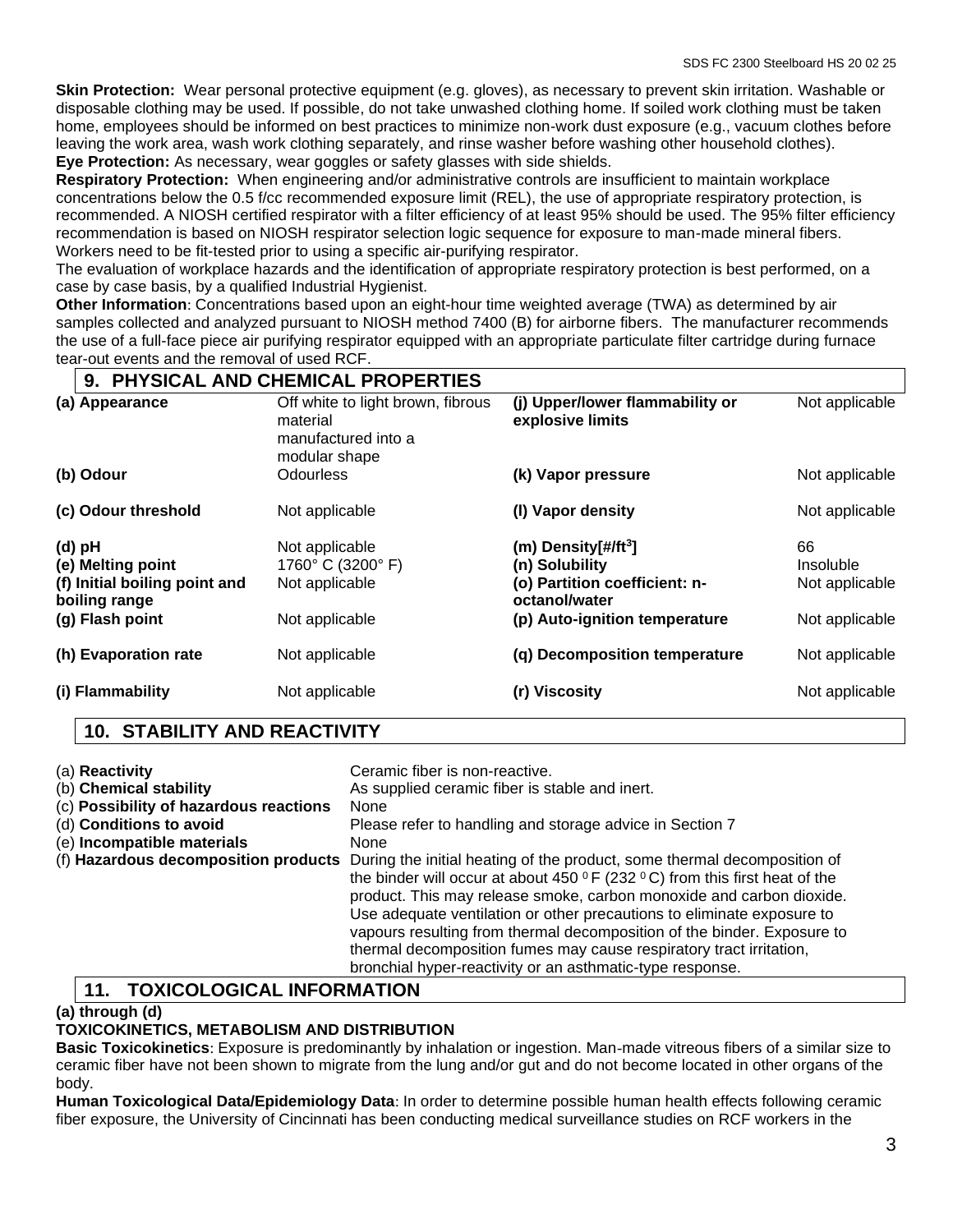**Skin Protection:** Wear personal protective equipment (e.g. gloves), as necessary to prevent skin irritation. Washable or disposable clothing may be used. If possible, do not take unwashed clothing home. If soiled work clothing must be taken home, employees should be informed on best practices to minimize non-work dust exposure (e.g., vacuum clothes before leaving the work area, wash work clothing separately, and rinse washer before washing other household clothes).
**Eye Protection:** As necessary, wear goggles or safety glasses with side shields.
**Respiratory Protection:** When engineering and/or administrative controls are insufficient to maintain workplace concentrations below the 0.5 f/cc recommended exposure limit (REL), the use of appropriate respiratory protection, is recommended. A NIOSH certified respirator with a filter efficiency of at least 95% should be used. The 95% filter efficiency recommendation is based on NIOSH respirator selection logic sequence for exposure to man-made mineral fibers. Workers need to be fit-tested prior to using a specific air-purifying respirator.
The evaluation of workplace hazards and the identification of appropriate respiratory protection is best performed, on a case by case basis, by a qualified Industrial Hygienist.
**Other Information**: Concentrations based upon an eight-hour time weighted average (TWA) as determined by air samples collected and analyzed pursuant to NIOSH method 7400 (B) for airborne fibers. The manufacturer recommends the use of a full-face piece air purifying respirator equipped with an appropriate particulate filter cartridge during furnace tear-out events and the removal of used RCF.

## 9. PHYSICAL AND CHEMICAL PROPERTIES

| | | | |
|---|---|---|---|
| **(a) Appearance** | Off white to light brown, fibrous material manufactured into a modular shape | **(j) Upper/lower flammability or explosive limits** | Not applicable |
| **(b) Odour** | Odourless | **(k) Vapor pressure** | Not applicable |
| **(c) Odour threshold** | Not applicable | **(l) Vapor density** | Not applicable |
| **(d) pH** | Not applicable | **(m) Density[#/ft$^3$]** | 66 |
| **(e) Melting point** | 1760° C (3200° F) | **(n) Solubility** | Insoluble |
| **(f) Initial boiling point and boiling range** | Not applicable | **(o) Partition coefficient: n-octanol/water** | Not applicable |
| **(g) Flash point** | Not applicable | **(p) Auto-ignition temperature** | Not applicable |
| **(h) Evaporation rate** | Not applicable | **(q) Decomposition temperature** | Not applicable |
| **(i) Flammability** | Not applicable | **(r) Viscosity** | Not applicable |

## 10. STABILITY AND REACTIVITY

| | |
|---|---|
| (a) **Reactivity** | Ceramic fiber is non-reactive. |
| (b) **Chemical stability** | As supplied ceramic fiber is stable and inert. |
| (c) **Possibility of hazardous reactions** | None |
| (d) **Conditions to avoid** | Please refer to handling and storage advice in Section 7 |
| (e) **Incompatible materials** | None |
| (f) **Hazardous decomposition products** | During the initial heating of the product, some thermal decomposition of the binder will occur at about 450 °F (232 °C) from this first heat of the product. This may release smoke, carbon monoxide and carbon dioxide. Use adequate ventilation or other precautions to eliminate exposure to vapours resulting from thermal decomposition of the binder. Exposure to thermal decomposition fumes may cause respiratory tract irritation, bronchial hyper-reactivity or an asthmatic-type response. |

## 11. TOXICOLOGICAL INFORMATION

**(a) through (d)**

**TOXICOKINETICS, METABOLISM AND DISTRIBUTION**

**Basic Toxicokinetics**: Exposure is predominantly by inhalation or ingestion. Man-made vitreous fibers of a similar size to ceramic fiber have not been shown to migrate from the lung and/or gut and do not become located in other organs of the body.

**Human Toxicological Data/Epidemiology Data**: In order to determine possible human health effects following ceramic fiber exposure, the University of Cincinnati has been conducting medical surveillance studies on RCF workers in the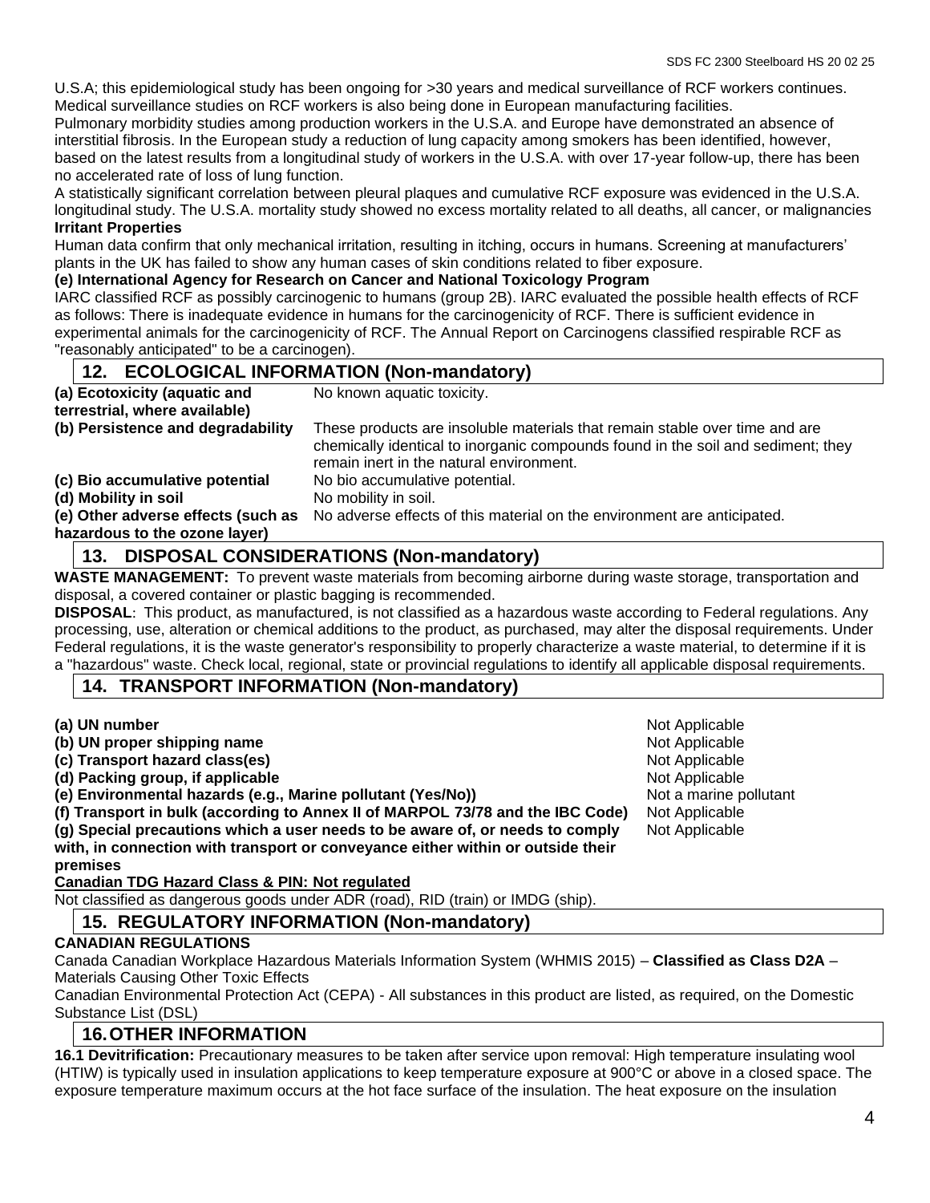U.S.A; this epidemiological study has been ongoing for >30 years and medical surveillance of RCF workers continues. Medical surveillance studies on RCF workers is also being done in European manufacturing facilities.

Pulmonary morbidity studies among production workers in the U.S.A. and Europe have demonstrated an absence of interstitial fibrosis. In the European study a reduction of lung capacity among smokers has been identified, however, based on the latest results from a longitudinal study of workers in the U.S.A. with over 17-year follow-up, there has been no accelerated rate of loss of lung function.

A statistically significant correlation between pleural plaques and cumulative RCF exposure was evidenced in the U.S.A. longitudinal study. The U.S.A. mortality study showed no excess mortality related to all deaths, all cancer, or malignancies

**Irritant Properties**

Human data confirm that only mechanical irritation, resulting in itching, occurs in humans. Screening at manufacturers' plants in the UK has failed to show any human cases of skin conditions related to fiber exposure.

**(e) International Agency for Research on Cancer and National Toxicology Program**

IARC classified RCF as possibly carcinogenic to humans (group 2B). IARC evaluated the possible health effects of RCF as follows: There is inadequate evidence in humans for the carcinogenicity of RCF. There is sufficient evidence in experimental animals for the carcinogenicity of RCF. The Annual Report on Carcinogens classified respirable RCF as "reasonably anticipated" to be a carcinogen).

## 12. ECOLOGICAL INFORMATION (Non-mandatory)

| | |
|---|---|
| **(a) Ecotoxicity (aquatic and terrestrial, where available)** | No known aquatic toxicity. |
| **(b) Persistence and degradability** | These products are insoluble materials that remain stable over time and are chemically identical to inorganic compounds found in the soil and sediment; they remain inert in the natural environment. |
| **(c) Bio accumulative potential** | No bio accumulative potential. |
| **(d) Mobility in soil** | No mobility in soil. |
| **(e) Other adverse effects (such as hazardous to the ozone layer)** | No adverse effects of this material on the environment are anticipated. |

## 13. DISPOSAL CONSIDERATIONS (Non-mandatory)

**WASTE MANAGEMENT:** To prevent waste materials from becoming airborne during waste storage, transportation and disposal, a covered container or plastic bagging is recommended.

**DISPOSAL**: This product, as manufactured, is not classified as a hazardous waste according to Federal regulations. Any processing, use, alteration or chemical additions to the product, as purchased, may alter the disposal requirements. Under Federal regulations, it is the waste generator's responsibility to properly characterize a waste material, to determine if it is a "hazardous" waste. Check local, regional, state or provincial regulations to identify all applicable disposal requirements.

## 14. TRANSPORT INFORMATION (Non-mandatory)

| | |
|---|---|
| **(a) UN number** | Not Applicable |
| **(b) UN proper shipping name** | Not Applicable |
| **(c) Transport hazard class(es)** | Not Applicable |
| **(d) Packing group, if applicable** | Not Applicable |
| **(e) Environmental hazards (e.g., Marine pollutant (Yes/No))** | Not a marine pollutant |
| **(f) Transport in bulk (according to Annex II of MARPOL 73/78 and the IBC Code)** | Not Applicable |
| **(g) Special precautions which a user needs to be aware of, or needs to comply with, in connection with transport or conveyance either within or outside their premises** | Not Applicable |

**Canadian TDG Hazard Class & PIN: Not regulated**

Not classified as dangerous goods under ADR (road), RID (train) or IMDG (ship).

## 15. REGULATORY INFORMATION (Non-mandatory)

**CANADIAN REGULATIONS**

Canada Canadian Workplace Hazardous Materials Information System (WHMIS 2015) – **Classified as Class D2A** – Materials Causing Other Toxic Effects

Canadian Environmental Protection Act (CEPA) - All substances in this product are listed, as required, on the Domestic Substance List (DSL)

## 16. OTHER INFORMATION

**16.1 Devitrification:** Precautionary measures to be taken after service upon removal: High temperature insulating wool (HTIW) is typically used in insulation applications to keep temperature exposure at 900°C or above in a closed space. The exposure temperature maximum occurs at the hot face surface of the insulation. The heat exposure on the insulation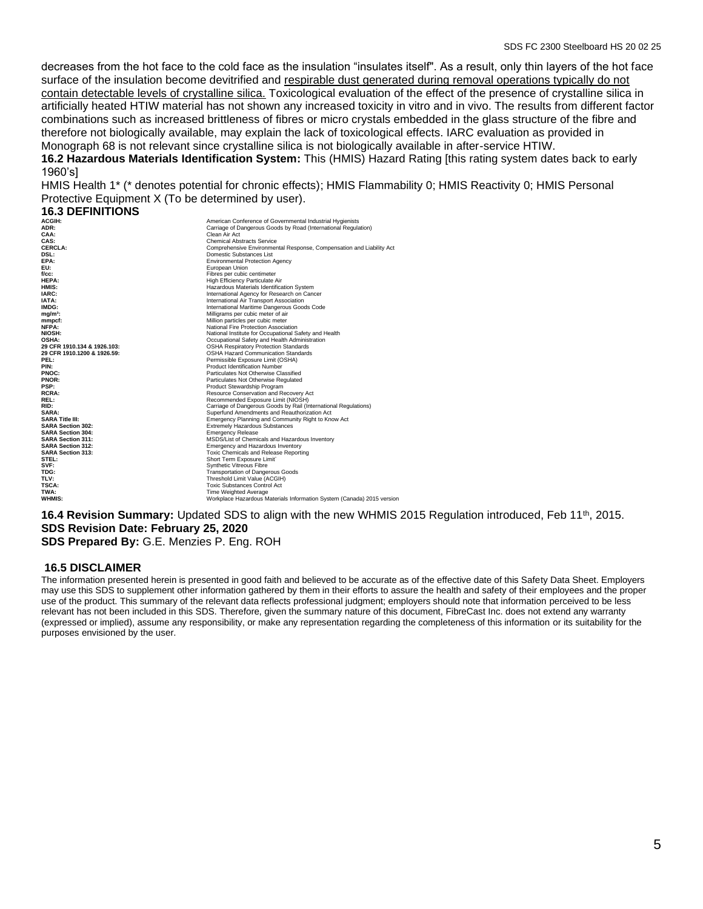decreases from the hot face to the cold face as the insulation "insulates itself". As a result, only thin layers of the hot face surface of the insulation become devitrified and respirable dust generated during removal operations typically do not contain detectable levels of crystalline silica. Toxicological evaluation of the effect of the presence of crystalline silica in artificially heated HTIW material has not shown any increased toxicity in vitro and in vivo. The results from different factor combinations such as increased brittleness of fibres or micro crystals embedded in the glass structure of the fibre and therefore not biologically available, may explain the lack of toxicological effects. IARC evaluation as provided in Monograph 68 is not relevant since crystalline silica is not biologically available in after-service HTIW.

**16.2 Hazardous Materials Identification System:** This (HMIS) Hazard Rating [this rating system dates back to early 1960's]

HMIS Health 1* (* denotes potential for chronic effects); HMIS Flammability 0; HMIS Reactivity 0; HMIS Personal Protective Equipment X (To be determined by user).

### 16.3 DEFINITIONS

| | |
|---|---|
| **ACGIH:** | American Conference of Governmental Industrial Hygienists |
| **ADR:** | Carriage of Dangerous Goods by Road (International Regulation) |
| **CAA:** | Clean Air Act |
| **CAS:** | Chemical Abstracts Service |
| **CERCLA:** | Comprehensive Environmental Response, Compensation and Liability Act |
| **DSL:** | Domestic Substances List |
| **EPA:** | Environmental Protection Agency |
| **EU:** | European Union |
| **f/cc:** | Fibres per cubic centimeter |
| **HEPA:** | High Efficiency Particulate Air |
| **HMIS:** | Hazardous Materials Identification System |
| **IARC:** | International Agency for Research on Cancer |
| **IATA:** | International Air Transport Association |
| **IMDG:** | International Maritime Dangerous Goods Code |
| **mg/m³:** | Milligrams per cubic meter of air |
| **mmpcf:** | Million particles per cubic meter |
| **NFPA:** | National Fire Protection Association |
| **NIOSH:** | National Institute for Occupational Safety and Health |
| **OSHA:** | Occupational Safety and Health Administration |
| **29 CFR 1910.134 & 1926.103:** | OSHA Respiratory Protection Standards |
| **29 CFR 1910.1200 & 1926.59:** | OSHA Hazard Communication Standards |
| **PEL:** | Permissible Exposure Limit (OSHA) |
| **PIN:** | Product Identification Number |
| **PNOC:** | Particulates Not Otherwise Classified |
| **PNOR:** | Particulates Not Otherwise Regulated |
| **PSP:** | Product Stewardship Program |
| **RCRA:** | Resource Conservation and Recovery Act |
| **REL:** | Recommended Exposure Limit (NIOSH) |
| **RID:** | Carriage of Dangerous Goods by Rail (International Regulations) |
| **SARA:** | Superfund Amendments and Reauthorization Act |
| **SARA Title III:** | Emergency Planning and Community Right to Know Act |
| **SARA Section 302:** | Extremely Hazardous Substances |
| **SARA Section 304:** | Emergency Release |
| **SARA Section 311:** | MSDS/List of Chemicals and Hazardous Inventory |
| **SARA Section 312:** | Emergency and Hazardous Inventory |
| **SARA Section 313:** | Toxic Chemicals and Release Reporting |
| **STEL:** | Short Term Exposure Limit` |
| **SVF:** | Synthetic Vitreous Fibre |
| **TDG:** | Transportation of Dangerous Goods |
| **TLV:** | Threshold Limit Value (ACGIH) |
| **TSCA:** | Toxic Substances Control Act |
| **TWA:** | Time Weighted Average |
| **WHMIS:** | Workplace Hazardous Materials Information System (Canada) 2015 version |

**16.4 Revision Summary:** Updated SDS to align with the new WHMIS 2015 Regulation introduced, Feb 11th, 2015.
**SDS Revision Date: February 25, 2020**
**SDS Prepared By:** G.E. Menzies P. Eng. ROH

### 16.5 DISCLAIMER

The information presented herein is presented in good faith and believed to be accurate as of the effective date of this Safety Data Sheet. Employers may use this SDS to supplement other information gathered by them in their efforts to assure the health and safety of their employees and the proper use of the product. This summary of the relevant data reflects professional judgment; employers should note that information perceived to be less relevant has not been included in this SDS. Therefore, given the summary nature of this document, FibreCast Inc. does not extend any warranty (expressed or implied), assume any responsibility, or make any representation regarding the completeness of this information or its suitability for the purposes envisioned by the user.